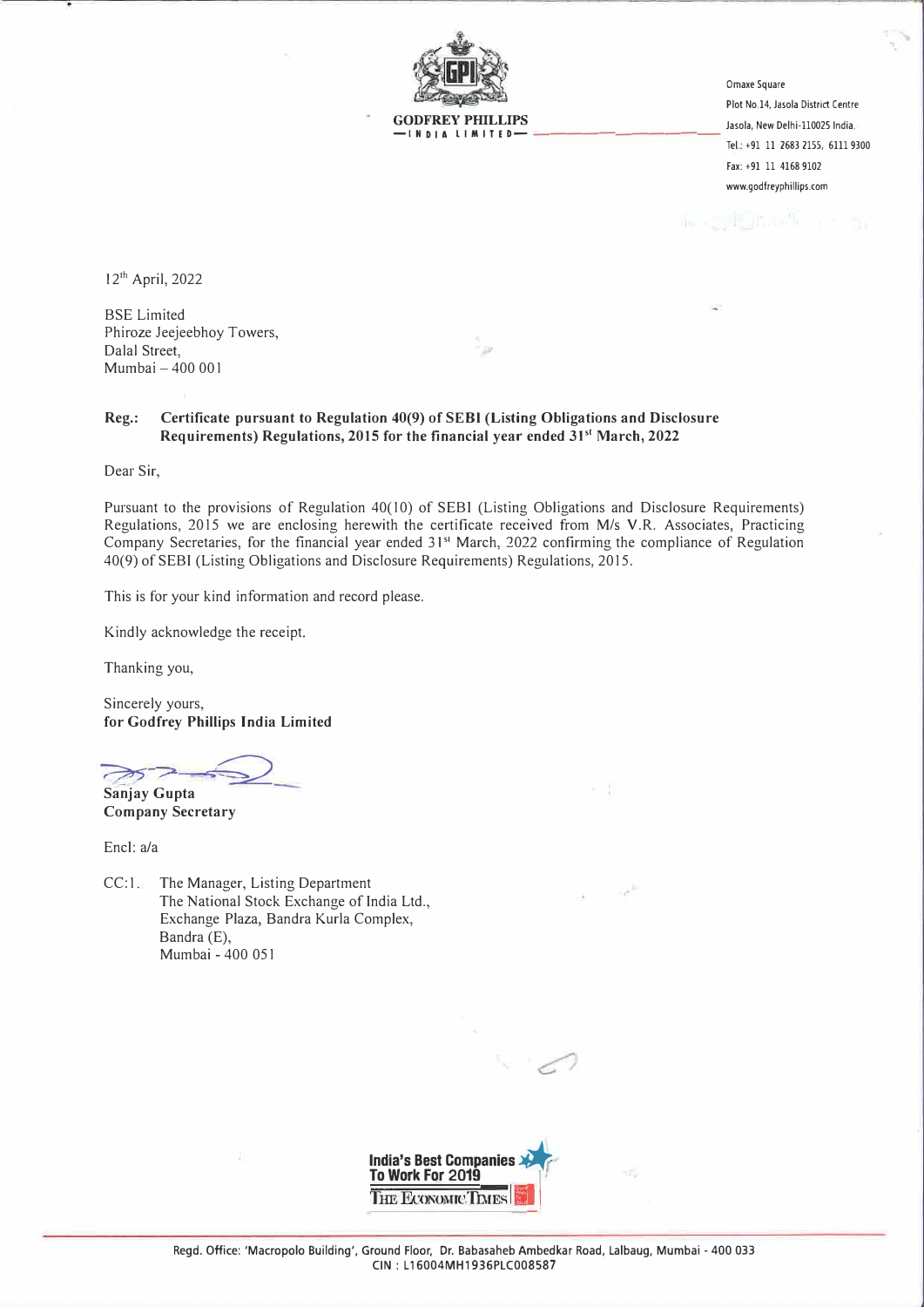**GODFREY PHILLIPS**
**INDIA LIMITED**

Omaxe Square
Plot No.14, Jasola District Centre
Jasola, New Delhi-110025 India.
Tel.: +91 11 2683 2155, 6111 9300
Fax: +91 11 4168 9102
www.godfreyphillips.com

12th April, 2022

BSE Limited
Phiroze Jeejeebhoy Towers,
Dalal Street,
Mumbai – 400 001

**Reg.: Certificate pursuant to Regulation 40(9) of SEBI (Listing Obligations and Disclosure Requirements) Regulations, 2015 for the financial year ended 31st March, 2022**

Dear Sir,

Pursuant to the provisions of Regulation 40(10) of SEBI (Listing Obligations and Disclosure Requirements) Regulations, 2015 we are enclosing herewith the certificate received from M/s V.R. Associates, Practicing Company Secretaries, for the financial year ended 31st March, 2022 confirming the compliance of Regulation 40(9) of SEBI (Listing Obligations and Disclosure Requirements) Regulations, 2015.

This is for your kind information and record please.

Kindly acknowledge the receipt.

Thanking you,

Sincerely yours,
**for Godfrey Phillips India Limited**

**Sanjay Gupta**
**Company Secretary**

Encl: a/a

CC:1. The Manager, Listing Department
The National Stock Exchange of India Ltd.,
Exchange Plaza, Bandra Kurla Complex,
Bandra (E),
Mumbai - 400 051

India's Best Companies To Work For 2019
The Economic Times

Regd. Office: 'Macropolo Building', Ground Floor, Dr. Babasaheb Ambedkar Road, Lalbaug, Mumbai - 400 033
CIN : L16004MH1936PLC008587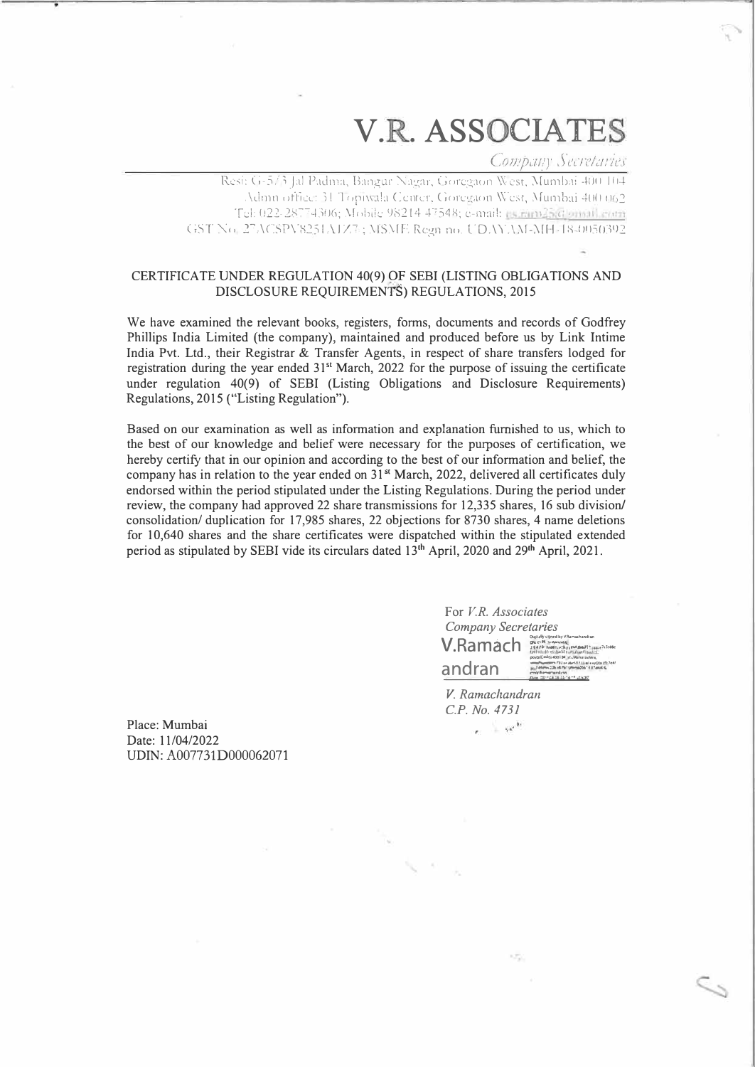# V.R. ASSOCIATES

*Company Secretaries*

Resi: G-5/3 Jal Padma, Bangur Nagar, Goregaon West, Mumbai 400 104
Admn office: 31 Topiwala Center, Goregaon West, Mumbai 400 062
Tel: 022-28774306; Mobile 98214 47548; e-mail: cs.ram25@gmail.com
GST No. 27ACSPV8251A1Z7 ; MSME Regn no. UDAYAM-MH-18-0050392

CERTIFICATE UNDER REGULATION 40(9) OF SEBI (LISTING OBLIGATIONS AND DISCLOSURE REQUIREMENTS) REGULATIONS, 2015

We have examined the relevant books, registers, forms, documents and records of Godfrey Phillips India Limited (the company), maintained and produced before us by Link Intime India Pvt. Ltd., their Registrar & Transfer Agents, in respect of share transfers lodged for registration during the year ended 31st March, 2022 for the purpose of issuing the certificate under regulation 40(9) of SEBI (Listing Obligations and Disclosure Requirements) Regulations, 2015 ("Listing Regulation").

Based on our examination as well as information and explanation furnished to us, which to the best of our knowledge and belief were necessary for the purposes of certification, we hereby certify that in our opinion and according to the best of our information and belief, the company has in relation to the year ended on 31st March, 2022, delivered all certificates duly endorsed within the period stipulated under the Listing Regulations. During the period under review, the company had approved 22 share transmissions for 12,335 shares, 16 sub division/ consolidation/ duplication for 17,985 shares, 22 objections for 8730 shares, 4 name deletions for 10,640 shares and the share certificates were dispatched within the stipulated extended period as stipulated by SEBI vide its circulars dated 13th April, 2020 and 29th April, 2021.

For *V.R. Associates*
*Company Secretaries*

V.Ramachandran

*V. Ramachandran*
*C.P. No. 4731*

Place: Mumbai
Date: 11/04/2022
UDIN: A007731D000062071